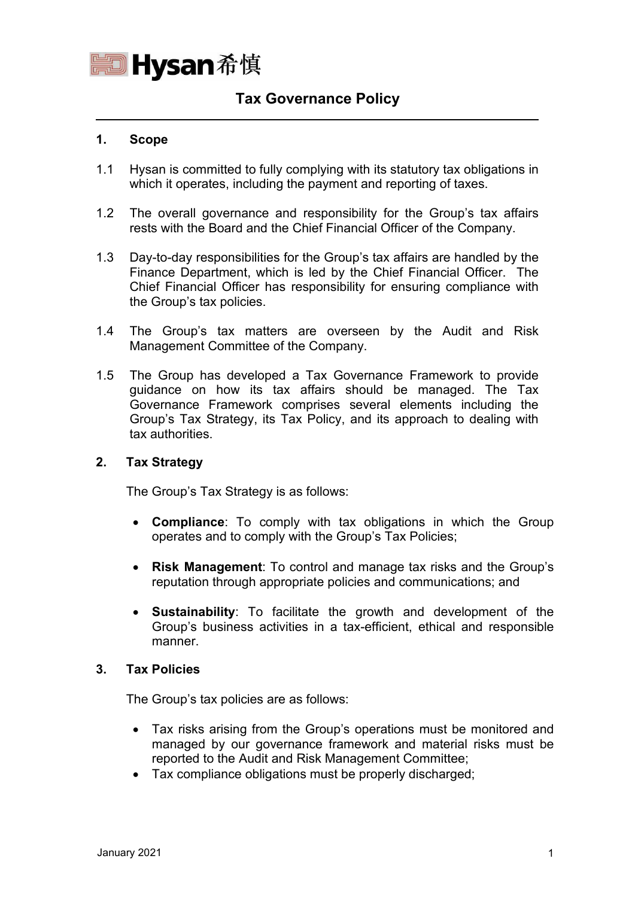Hysan 希慎

# Tax Governance Policy

## 1. Scope

1.1 Hysan is committed to fully complying with its statutory tax obligations in which it operates, including the payment and reporting of taxes.

1.2 The overall governance and responsibility for the Group's tax affairs rests with the Board and the Chief Financial Officer of the Company.

1.3 Day-to-day responsibilities for the Group's tax affairs are handled by the Finance Department, which is led by the Chief Financial Officer. The Chief Financial Officer has responsibility for ensuring compliance with the Group's tax policies.

1.4 The Group's tax matters are overseen by the Audit and Risk Management Committee of the Company.

1.5 The Group has developed a Tax Governance Framework to provide guidance on how its tax affairs should be managed. The Tax Governance Framework comprises several elements including the Group's Tax Strategy, its Tax Policy, and its approach to dealing with tax authorities.

## 2. Tax Strategy

The Group's Tax Strategy is as follows:

- **Compliance**: To comply with tax obligations in which the Group operates and to comply with the Group's Tax Policies;
- **Risk Management**: To control and manage tax risks and the Group's reputation through appropriate policies and communications; and
- **Sustainability**: To facilitate the growth and development of the Group's business activities in a tax-efficient, ethical and responsible manner.

## 3. Tax Policies

The Group's tax policies are as follows:

- Tax risks arising from the Group's operations must be monitored and managed by our governance framework and material risks must be reported to the Audit and Risk Management Committee;
- Tax compliance obligations must be properly discharged;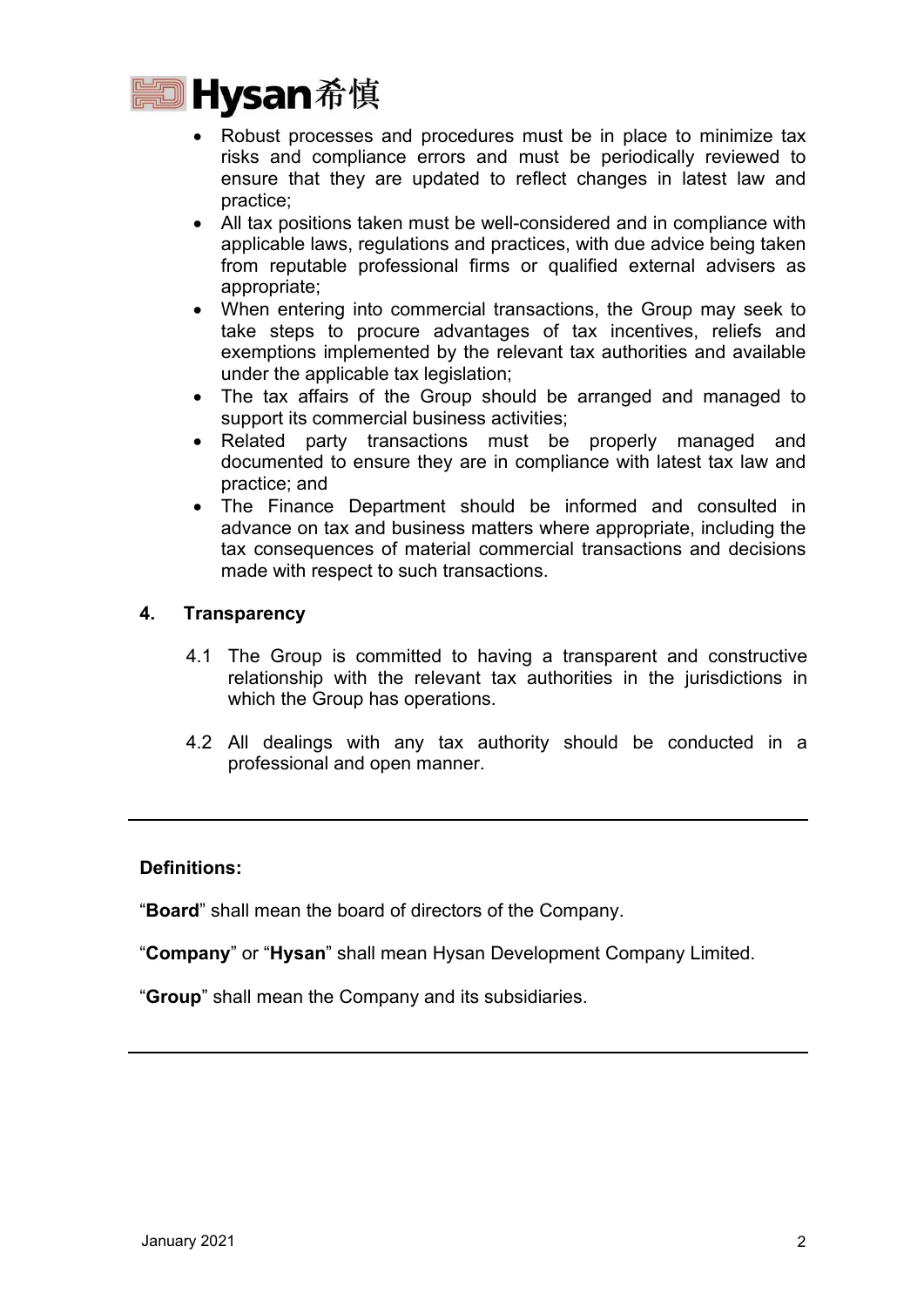- Robust processes and procedures must be in place to minimize tax risks and compliance errors and must be periodically reviewed to ensure that they are updated to reflect changes in latest law and practice;
- All tax positions taken must be well-considered and in compliance with applicable laws, regulations and practices, with due advice being taken from reputable professional firms or qualified external advisers as appropriate;
- When entering into commercial transactions, the Group may seek to take steps to procure advantages of tax incentives, reliefs and exemptions implemented by the relevant tax authorities and available under the applicable tax legislation;
- The tax affairs of the Group should be arranged and managed to support its commercial business activities;
- Related party transactions must be properly managed and documented to ensure they are in compliance with latest tax law and practice; and
- The Finance Department should be informed and consulted in advance on tax and business matters where appropriate, including the tax consequences of material commercial transactions and decisions made with respect to such transactions.

## 4. Transparency

4.1 The Group is committed to having a transparent and constructive relationship with the relevant tax authorities in the jurisdictions in which the Group has operations.

4.2 All dealings with any tax authority should be conducted in a professional and open manner.

---

**Definitions:**

"**Board**" shall mean the board of directors of the Company.

"**Company**" or "**Hysan**" shall mean Hysan Development Company Limited.

"**Group**" shall mean the Company and its subsidiaries.

---

January 2021